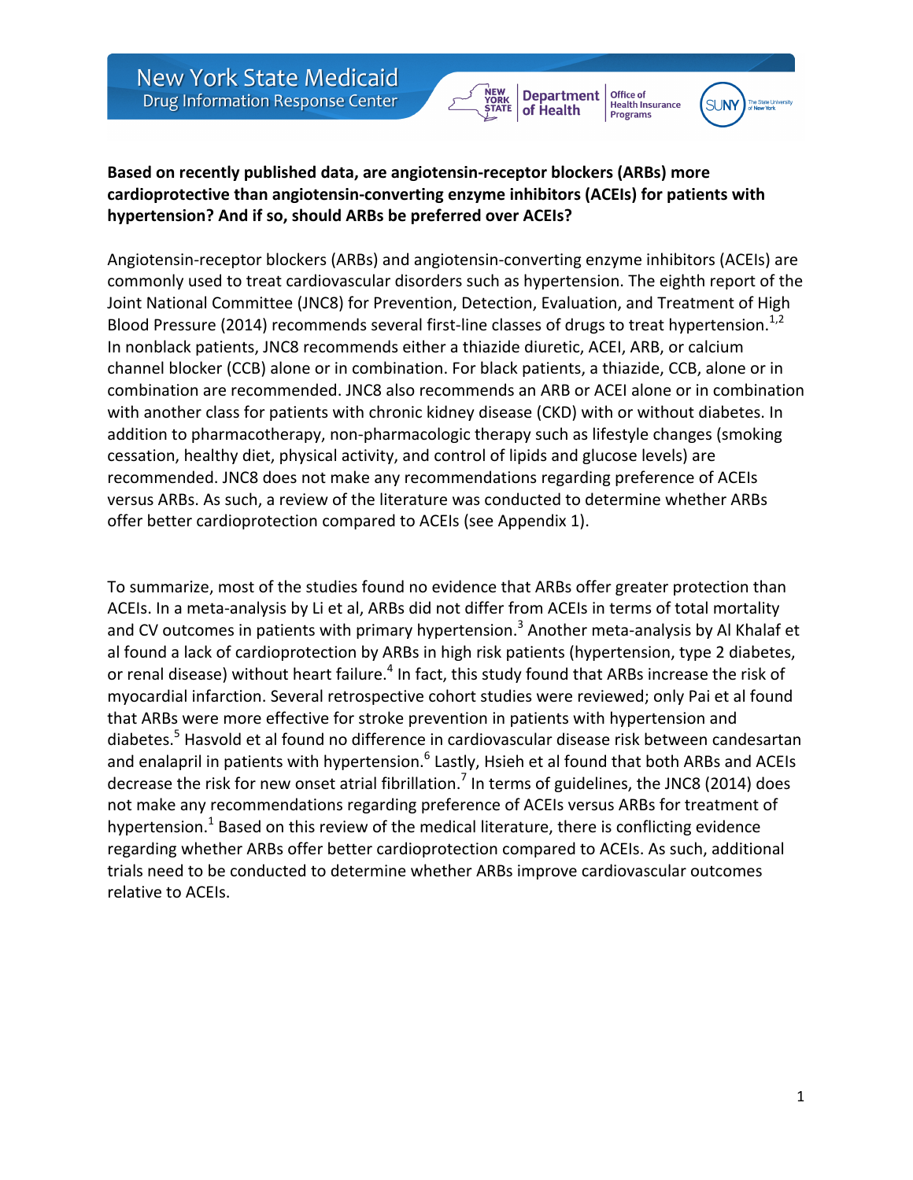New York State Medicaid
Drug Information Response Center

**Based on recently published data, are angiotensin-receptor blockers (ARBs) more cardioprotective than angiotensin-converting enzyme inhibitors (ACEIs) for patients with hypertension? And if so, should ARBs be preferred over ACEIs?**

Angiotensin-receptor blockers (ARBs) and angiotensin-converting enzyme inhibitors (ACEIs) are commonly used to treat cardiovascular disorders such as hypertension. The eighth report of the Joint National Committee (JNC8) for Prevention, Detection, Evaluation, and Treatment of High Blood Pressure (2014) recommends several first-line classes of drugs to treat hypertension.[1,2] In nonblack patients, JNC8 recommends either a thiazide diuretic, ACEI, ARB, or calcium channel blocker (CCB) alone or in combination. For black patients, a thiazide, CCB, alone or in combination are recommended. JNC8 also recommends an ARB or ACEI alone or in combination with another class for patients with chronic kidney disease (CKD) with or without diabetes. In addition to pharmacotherapy, non-pharmacologic therapy such as lifestyle changes (smoking cessation, healthy diet, physical activity, and control of lipids and glucose levels) are recommended. JNC8 does not make any recommendations regarding preference of ACEIs versus ARBs. As such, a review of the literature was conducted to determine whether ARBs offer better cardioprotection compared to ACEIs (see Appendix 1).

To summarize, most of the studies found no evidence that ARBs offer greater protection than ACEIs. In a meta-analysis by Li et al, ARBs did not differ from ACEIs in terms of total mortality and CV outcomes in patients with primary hypertension.[3] Another meta-analysis by Al Khalaf et al found a lack of cardioprotection by ARBs in high risk patients (hypertension, type 2 diabetes, or renal disease) without heart failure.[4] In fact, this study found that ARBs increase the risk of myocardial infarction. Several retrospective cohort studies were reviewed; only Pai et al found that ARBs were more effective for stroke prevention in patients with hypertension and diabetes.[5] Hasvold et al found no difference in cardiovascular disease risk between candesartan and enalapril in patients with hypertension.[6] Lastly, Hsieh et al found that both ARBs and ACEIs decrease the risk for new onset atrial fibrillation.[7] In terms of guidelines, the JNC8 (2014) does not make any recommendations regarding preference of ACEIs versus ARBs for treatment of hypertension.[1] Based on this review of the medical literature, there is conflicting evidence regarding whether ARBs offer better cardioprotection compared to ACEIs. As such, additional trials need to be conducted to determine whether ARBs improve cardiovascular outcomes relative to ACEIs.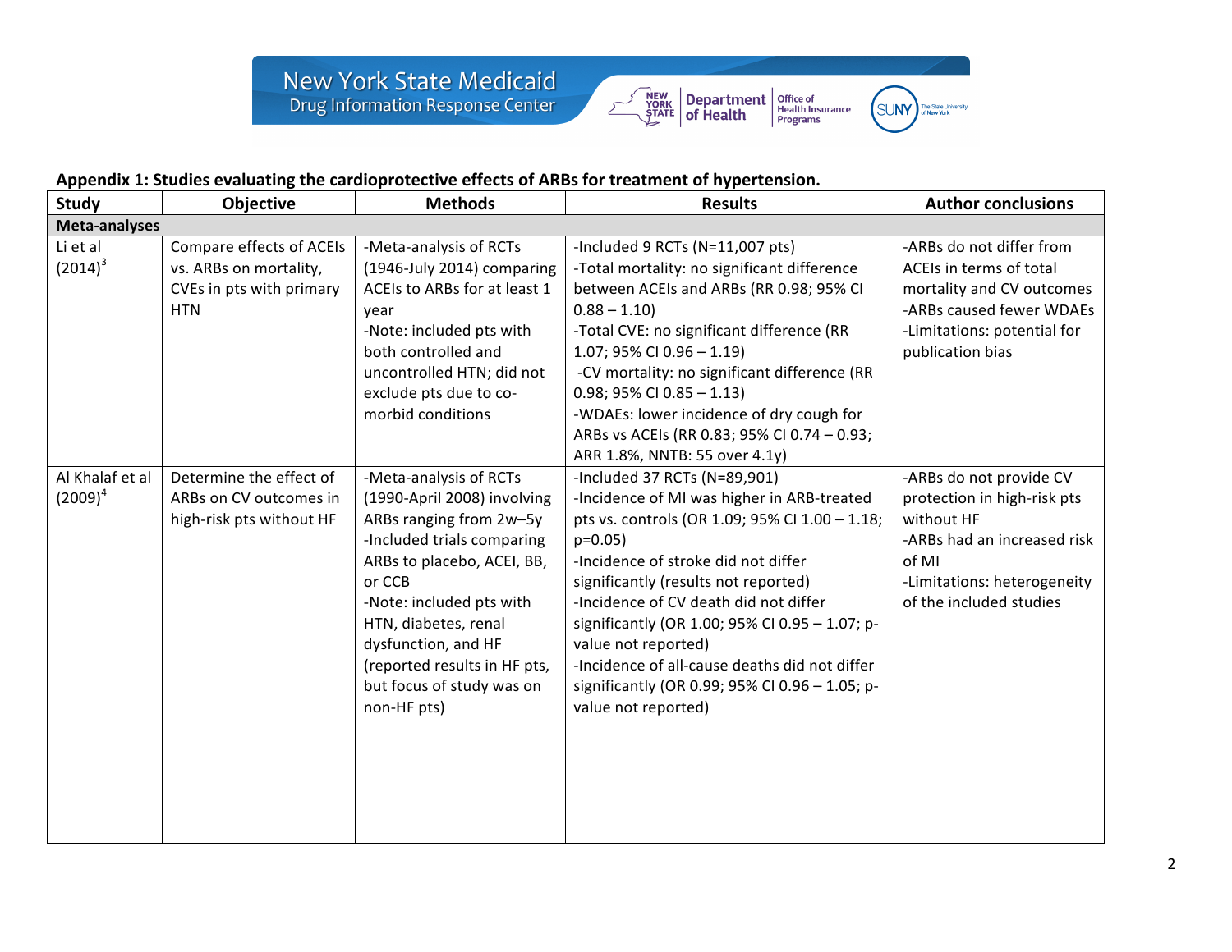**Appendix 1: Studies evaluating the cardioprotective effects of ARBs for treatment of hypertension.**

| Study | Objective | Methods | Results | Author conclusions |
|---|---|---|---|---|
| **Meta-analyses** | | | | |
| Li et al (2014)[3] | Compare effects of ACEIs vs. ARBs on mortality, CVEs in pts with primary HTN | -Meta-analysis of RCTs (1946-July 2014) comparing ACEIs to ARBs for at least 1 year<br>-Note: included pts with both controlled and uncontrolled HTN; did not exclude pts due to co-morbid conditions | -Included 9 RCTs (N=11,007 pts)<br>-Total mortality: no significant difference between ACEIs and ARBs (RR 0.98; 95% CI 0.88 – 1.10)<br>-Total CVE: no significant difference (RR 1.07; 95% CI 0.96 – 1.19)<br>-CV mortality: no significant difference (RR 0.98; 95% CI 0.85 – 1.13)<br>-WDAEs: lower incidence of dry cough for ARBs vs ACEIs (RR 0.83; 95% CI 0.74 – 0.93; ARR 1.8%, NNTB: 55 over 4.1y) | -ARBs do not differ from ACEIs in terms of total mortality and CV outcomes<br>-ARBs caused fewer WDAEs<br>-Limitations: potential for publication bias |
| Al Khalaf et al (2009)[4] | Determine the effect of ARBs on CV outcomes in high-risk pts without HF | -Meta-analysis of RCTs (1990-April 2008) involving ARBs ranging from 2w–5y<br>-Included trials comparing ARBs to placebo, ACEI, BB, or CCB<br>-Note: included pts with HTN, diabetes, renal dysfunction, and HF (reported results in HF pts, but focus of study was on non-HF pts) | -Included 37 RCTs (N=89,901)<br>-Incidence of MI was higher in ARB-treated pts vs. controls (OR 1.09; 95% CI 1.00 – 1.18; p=0.05)<br>-Incidence of stroke did not differ significantly (results not reported)<br>-Incidence of CV death did not differ significantly (OR 1.00; 95% CI 0.95 – 1.07; p-value not reported)<br>-Incidence of all-cause deaths did not differ significantly (OR 0.99; 95% CI 0.96 – 1.05; p-value not reported) | -ARBs do not provide CV protection in high-risk pts without HF<br>-ARBs had an increased risk of MI<br>-Limitations: heterogeneity of the included studies |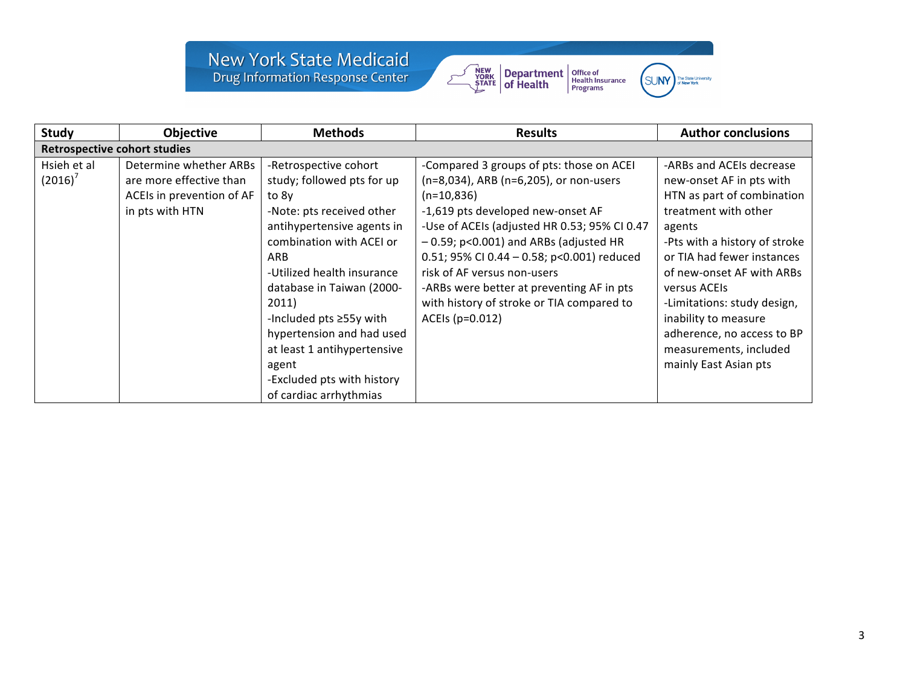| Study | Objective | Methods | Results | Author conclusions |
|---|---|---|---|---|
| **Retrospective cohort studies** | | | | |
| Hsieh et al (2016)[7] | Determine whether ARBs are more effective than ACEIs in prevention of AF in pts with HTN | -Retrospective cohort study; followed pts for up to 8y<br>-Note: pts received other antihypertensive agents in combination with ACEI or ARB<br>-Utilized health insurance database in Taiwan (2000-2011)<br>-Included pts ≥55y with hypertension and had used at least 1 antihypertensive agent<br>-Excluded pts with history of cardiac arrhythmias | -Compared 3 groups of pts: those on ACEI (n=8,034), ARB (n=6,205), or non-users (n=10,836)<br>-1,619 pts developed new-onset AF<br>-Use of ACEIs (adjusted HR 0.53; 95% CI 0.47 – 0.59; p<0.001) and ARBs (adjusted HR 0.51; 95% CI 0.44 – 0.58; p<0.001) reduced risk of AF versus non-users<br>-ARBs were better at preventing AF in pts with history of stroke or TIA compared to ACEIs (p=0.012) | -ARBs and ACEIs decrease new-onset AF in pts with HTN as part of combination treatment with other agents<br>-Pts with a history of stroke or TIA had fewer instances of new-onset AF with ARBs versus ACEIs<br>-Limitations: study design, inability to measure adherence, no access to BP measurements, included mainly East Asian pts |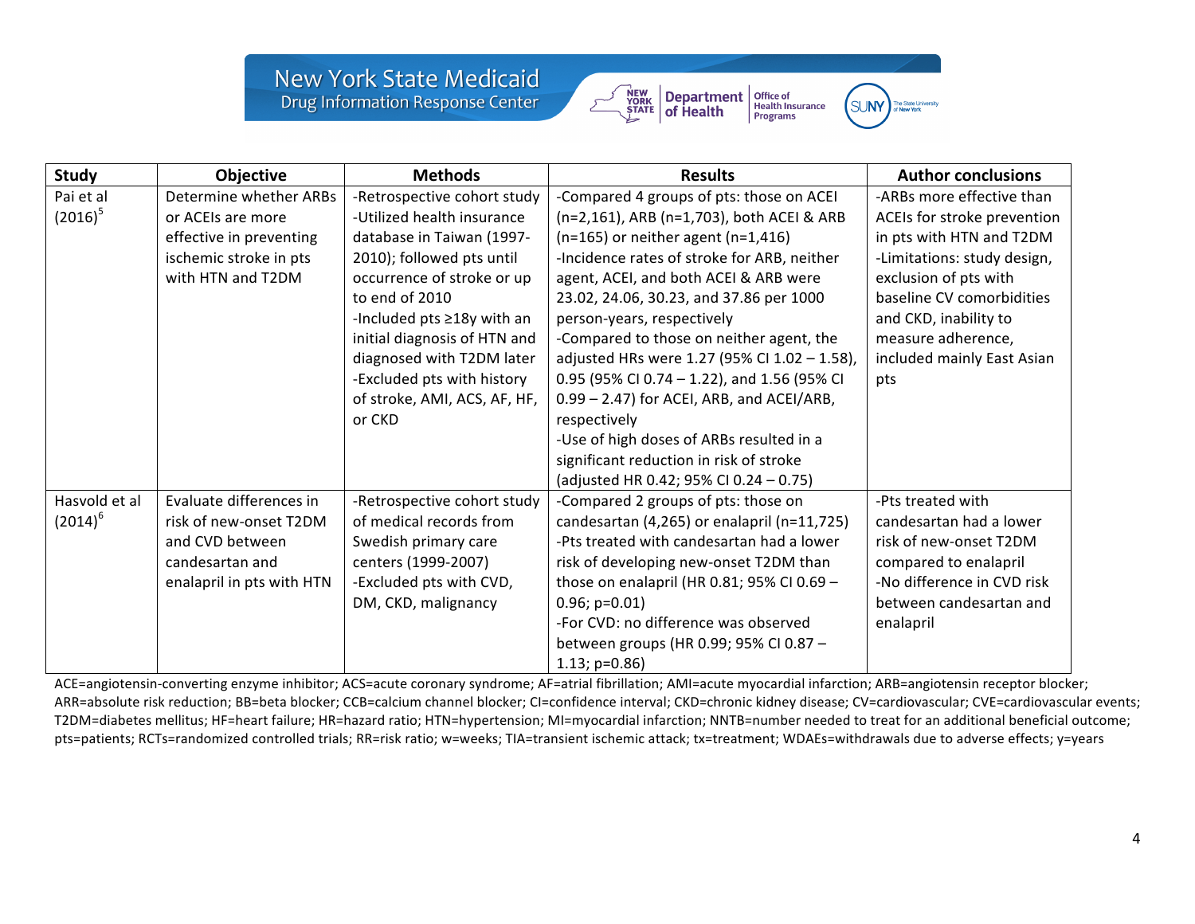| Study | Objective | Methods | Results | Author conclusions |
|---|---|---|---|---|
| Pai et al (2016)[5] | Determine whether ARBs or ACEIs are more effective in preventing ischemic stroke in pts with HTN and T2DM | -Retrospective cohort study<br>-Utilized health insurance database in Taiwan (1997-2010); followed pts until occurrence of stroke or up to end of 2010<br>-Included pts ≥18y with an initial diagnosis of HTN and diagnosed with T2DM later<br>-Excluded pts with history of stroke, AMI, ACS, AF, HF, or CKD | -Compared 4 groups of pts: those on ACEI (n=2,161), ARB (n=1,703), both ACEI & ARB (n=165) or neither agent (n=1,416)<br>-Incidence rates of stroke for ARB, neither agent, ACEI, and both ACEI & ARB were 23.02, 24.06, 30.23, and 37.86 per 1000 person-years, respectively<br>-Compared to those on neither agent, the adjusted HRs were 1.27 (95% CI 1.02 – 1.58), 0.95 (95% CI 0.74 – 1.22), and 1.56 (95% CI 0.99 – 2.47) for ACEI, ARB, and ACEI/ARB, respectively<br>-Use of high doses of ARBs resulted in a significant reduction in risk of stroke (adjusted HR 0.42; 95% CI 0.24 – 0.75) | -ARBs more effective than ACEIs for stroke prevention in pts with HTN and T2DM<br>-Limitations: study design, exclusion of pts with baseline CV comorbidities and CKD, inability to measure adherence, included mainly East Asian pts |
| Hasvold et al (2014)[6] | Evaluate differences in risk of new-onset T2DM and CVD between candesartan and enalapril in pts with HTN | -Retrospective cohort study of medical records from Swedish primary care centers (1999-2007)<br>-Excluded pts with CVD, DM, CKD, malignancy | -Compared 2 groups of pts: those on candesartan (4,265) or enalapril (n=11,725)<br>-Pts treated with candesartan had a lower risk of developing new-onset T2DM than those on enalapril (HR 0.81; 95% CI 0.69 – 0.96; p=0.01)<br>-For CVD: no difference was observed between groups (HR 0.99; 95% CI 0.87 – 1.13; p=0.86) | -Pts treated with candesartan had a lower risk of new-onset T2DM compared to enalapril<br>-No difference in CVD risk between candesartan and enalapril |

ACE=angiotensin-converting enzyme inhibitor; ACS=acute coronary syndrome; AF=atrial fibrillation; AMI=acute myocardial infarction; ARB=angiotensin receptor blocker; ARR=absolute risk reduction; BB=beta blocker; CCB=calcium channel blocker; CI=confidence interval; CKD=chronic kidney disease; CV=cardiovascular; CVE=cardiovascular events; T2DM=diabetes mellitus; HF=heart failure; HR=hazard ratio; HTN=hypertension; MI=myocardial infarction; NNTB=number needed to treat for an additional beneficial outcome; pts=patients; RCTs=randomized controlled trials; RR=risk ratio; w=weeks; TIA=transient ischemic attack; tx=treatment; WDAEs=withdrawals due to adverse effects; y=years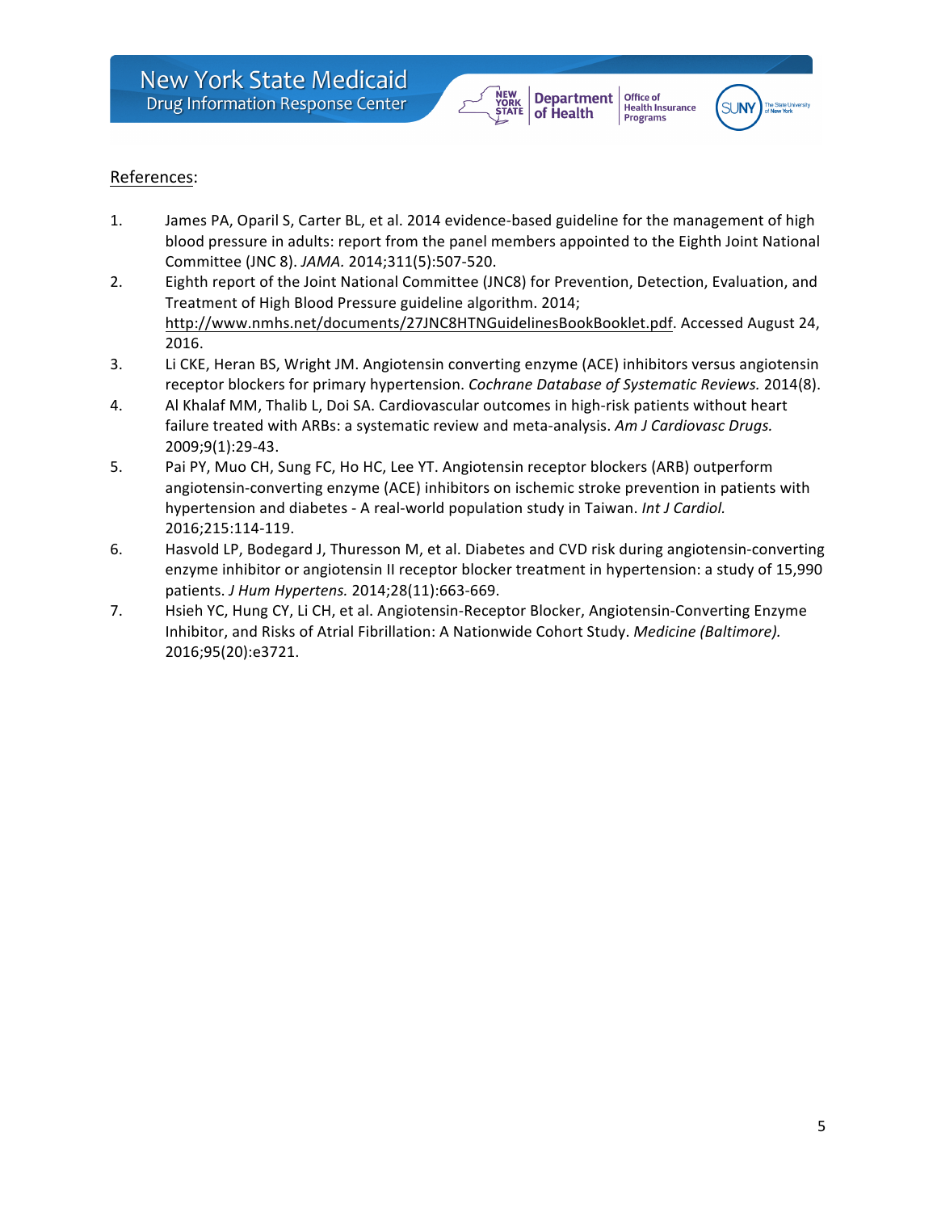References:

1. James PA, Oparil S, Carter BL, et al. 2014 evidence-based guideline for the management of high blood pressure in adults: report from the panel members appointed to the Eighth Joint National Committee (JNC 8). *JAMA.* 2014;311(5):507-520.
2. Eighth report of the Joint National Committee (JNC8) for Prevention, Detection, Evaluation, and Treatment of High Blood Pressure guideline algorithm. 2014; http://www.nmhs.net/documents/27JNC8HTNGuidelinesBookBooklet.pdf. Accessed August 24, 2016.
3. Li CKE, Heran BS, Wright JM. Angiotensin converting enzyme (ACE) inhibitors versus angiotensin receptor blockers for primary hypertension. *Cochrane Database of Systematic Reviews.* 2014(8).
4. Al Khalaf MM, Thalib L, Doi SA. Cardiovascular outcomes in high-risk patients without heart failure treated with ARBs: a systematic review and meta-analysis. *Am J Cardiovasc Drugs.* 2009;9(1):29-43.
5. Pai PY, Muo CH, Sung FC, Ho HC, Lee YT. Angiotensin receptor blockers (ARB) outperform angiotensin-converting enzyme (ACE) inhibitors on ischemic stroke prevention in patients with hypertension and diabetes - A real-world population study in Taiwan. *Int J Cardiol.* 2016;215:114-119.
6. Hasvold LP, Bodegard J, Thuresson M, et al. Diabetes and CVD risk during angiotensin-converting enzyme inhibitor or angiotensin II receptor blocker treatment in hypertension: a study of 15,990 patients. *J Hum Hypertens.* 2014;28(11):663-669.
7. Hsieh YC, Hung CY, Li CH, et al. Angiotensin-Receptor Blocker, Angiotensin-Converting Enzyme Inhibitor, and Risks of Atrial Fibrillation: A Nationwide Cohort Study. *Medicine (Baltimore).* 2016;95(20):e3721.